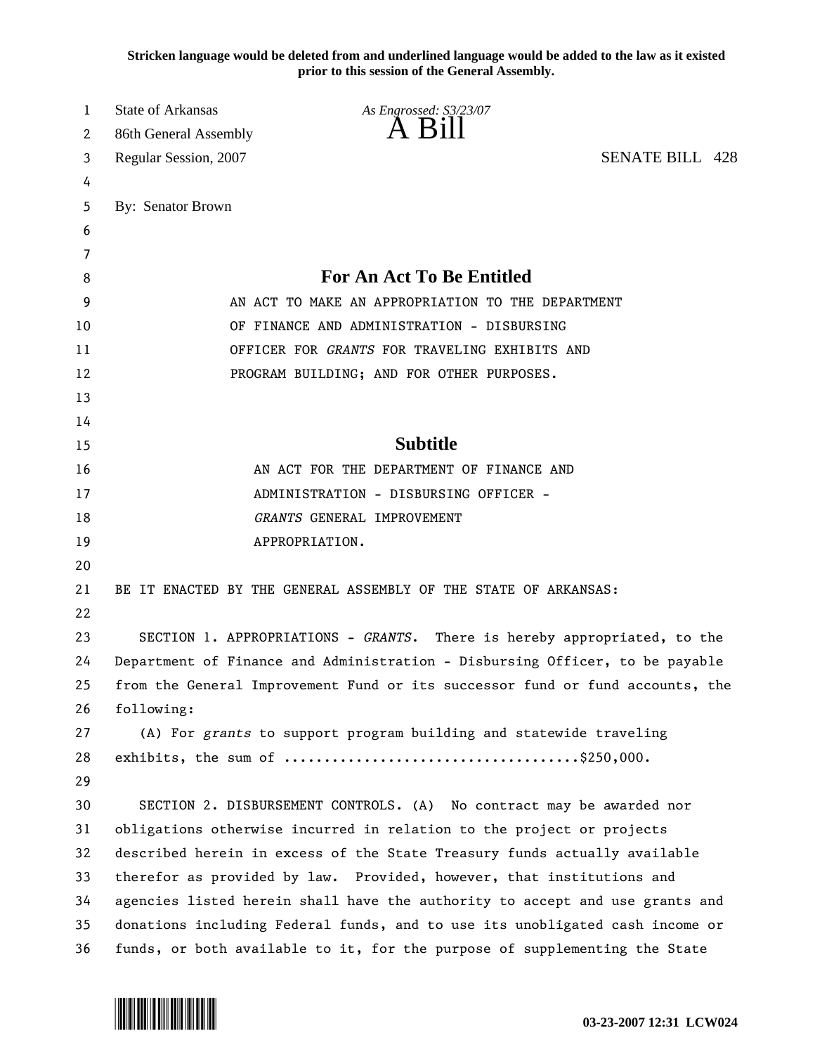**Stricken language would be deleted from and underlined language would be added to the law as it existed prior to this session of the General Assembly.**

State of Arkansas
86th General Assembly
Regular Session, 2007

*As Engrossed: S3/23/07*

# A Bill

SENATE BILL 428

By: Senator Brown

## For An Act To Be Entitled

AN ACT TO MAKE AN APPROPRIATION TO THE DEPARTMENT OF FINANCE AND ADMINISTRATION - DISBURSING OFFICER FOR *GRANTS* FOR TRAVELING EXHIBITS AND PROGRAM BUILDING; AND FOR OTHER PURPOSES.

## Subtitle

AN ACT FOR THE DEPARTMENT OF FINANCE AND ADMINISTRATION - DISBURSING OFFICER - *GRANTS* GENERAL IMPROVEMENT APPROPRIATION.

BE IT ENACTED BY THE GENERAL ASSEMBLY OF THE STATE OF ARKANSAS:

SECTION 1. APPROPRIATIONS - *GRANTS*. There is hereby appropriated, to the Department of Finance and Administration - Disbursing Officer, to be payable from the General Improvement Fund or its successor fund or fund accounts, the following:

(A) For *grants* to support program building and statewide traveling exhibits, the sum of ....................................$250,000.

SECTION 2. DISBURSEMENT CONTROLS. (A) No contract may be awarded nor obligations otherwise incurred in relation to the project or projects described herein in excess of the State Treasury funds actually available therefor as provided by law. Provided, however, that institutions and agencies listed herein shall have the authority to accept and use grants and donations including Federal funds, and to use its unobligated cash income or funds, or both available to it, for the purpose of supplementing the State

03-23-2007 12:31 LCW024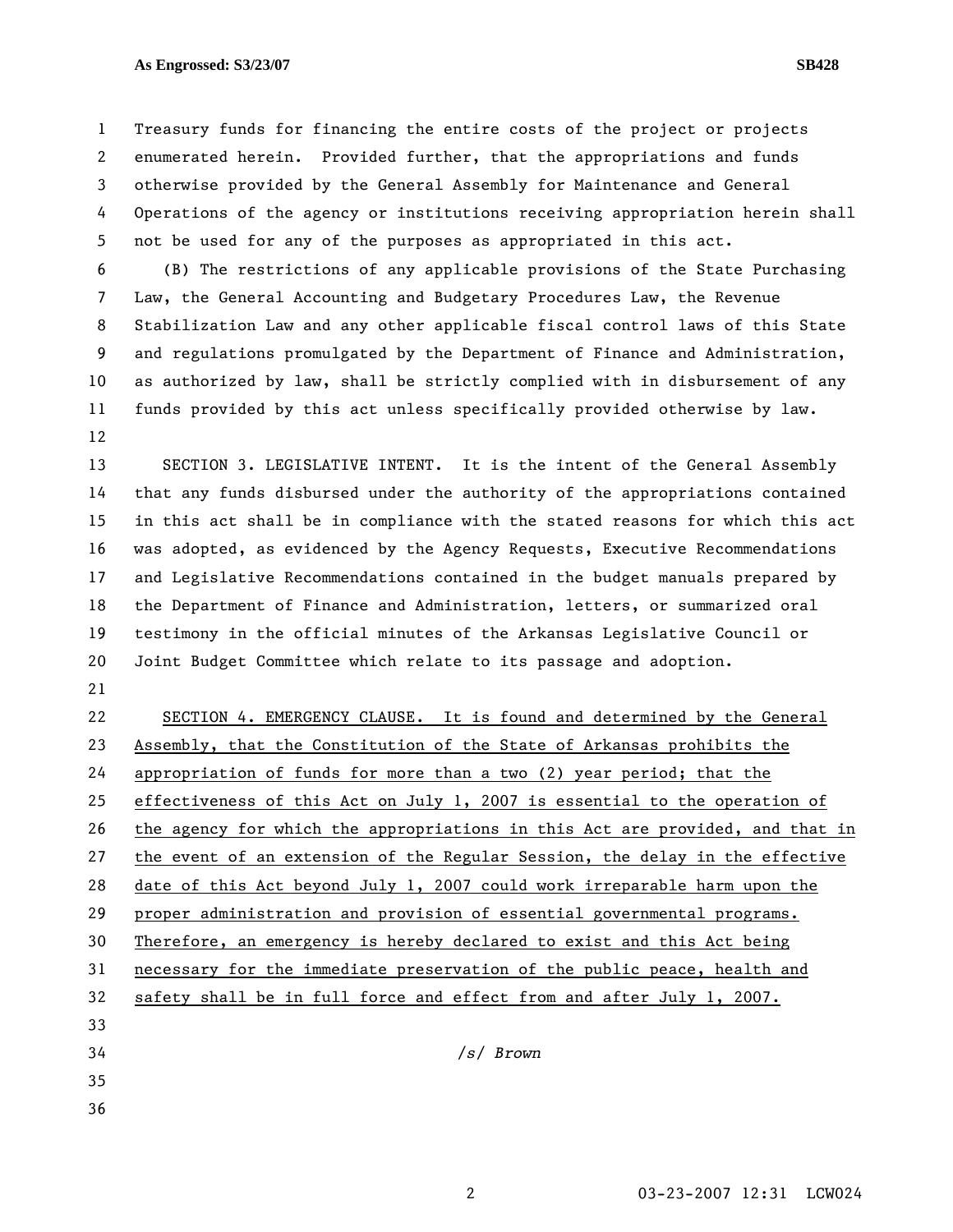Treasury funds for financing the entire costs of the project or projects enumerated herein. Provided further, that the appropriations and funds otherwise provided by the General Assembly for Maintenance and General Operations of the agency or institutions receiving appropriation herein shall not be used for any of the purposes as appropriated in this act.

(B) The restrictions of any applicable provisions of the State Purchasing Law, the General Accounting and Budgetary Procedures Law, the Revenue Stabilization Law and any other applicable fiscal control laws of this State and regulations promulgated by the Department of Finance and Administration, as authorized by law, shall be strictly complied with in disbursement of any funds provided by this act unless specifically provided otherwise by law.

SECTION 3. LEGISLATIVE INTENT. It is the intent of the General Assembly that any funds disbursed under the authority of the appropriations contained in this act shall be in compliance with the stated reasons for which this act was adopted, as evidenced by the Agency Requests, Executive Recommendations and Legislative Recommendations contained in the budget manuals prepared by the Department of Finance and Administration, letters, or summarized oral testimony in the official minutes of the Arkansas Legislative Council or Joint Budget Committee which relate to its passage and adoption.

SECTION 4. EMERGENCY CLAUSE. It is found and determined by the General Assembly, that the Constitution of the State of Arkansas prohibits the appropriation of funds for more than a two (2) year period; that the effectiveness of this Act on July 1, 2007 is essential to the operation of the agency for which the appropriations in this Act are provided, and that in the event of an extension of the Regular Session, the delay in the effective date of this Act beyond July 1, 2007 could work irreparable harm upon the proper administration and provision of essential governmental programs. Therefore, an emergency is hereby declared to exist and this Act being necessary for the immediate preservation of the public peace, health and safety shall be in full force and effect from and after July 1, 2007.

*/s/ Brown*